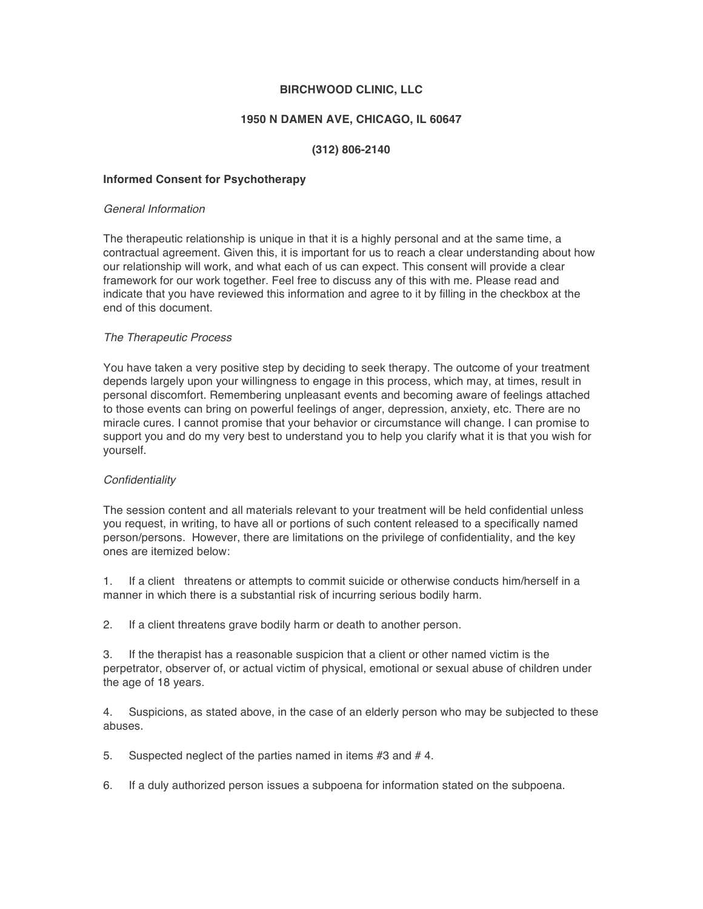**BIRCHWOOD CLINIC, LLC**

**1950 N DAMEN AVE, CHICAGO, IL 60647**

**(312) 806-2140**

**Informed Consent for Psychotherapy**

*General Information*

The therapeutic relationship is unique in that it is a highly personal and at the same time, a contractual agreement. Given this, it is important for us to reach a clear understanding about how our relationship will work, and what each of us can expect. This consent will provide a clear framework for our work together. Feel free to discuss any of this with me. Please read and indicate that you have reviewed this information and agree to it by filling in the checkbox at the end of this document.

*The Therapeutic Process*

You have taken a very positive step by deciding to seek therapy. The outcome of your treatment depends largely upon your willingness to engage in this process, which may, at times, result in personal discomfort. Remembering unpleasant events and becoming aware of feelings attached to those events can bring on powerful feelings of anger, depression, anxiety, etc. There are no miracle cures. I cannot promise that your behavior or circumstance will change. I can promise to support you and do my very best to understand you to help you clarify what it is that you wish for yourself.

*Confidentiality*

The session content and all materials relevant to your treatment will be held confidential unless you request, in writing, to have all or portions of such content released to a specifically named person/persons. However, there are limitations on the privilege of confidentiality, and the key ones are itemized below:

1. If a client threatens or attempts to commit suicide or otherwise conducts him/herself in a manner in which there is a substantial risk of incurring serious bodily harm.

2. If a client threatens grave bodily harm or death to another person.

3. If the therapist has a reasonable suspicion that a client or other named victim is the perpetrator, observer of, or actual victim of physical, emotional or sexual abuse of children under the age of 18 years.

4. Suspicions, as stated above, in the case of an elderly person who may be subjected to these abuses.

5. Suspected neglect of the parties named in items #3 and # 4.

6. If a duly authorized person issues a subpoena for information stated on the subpoena.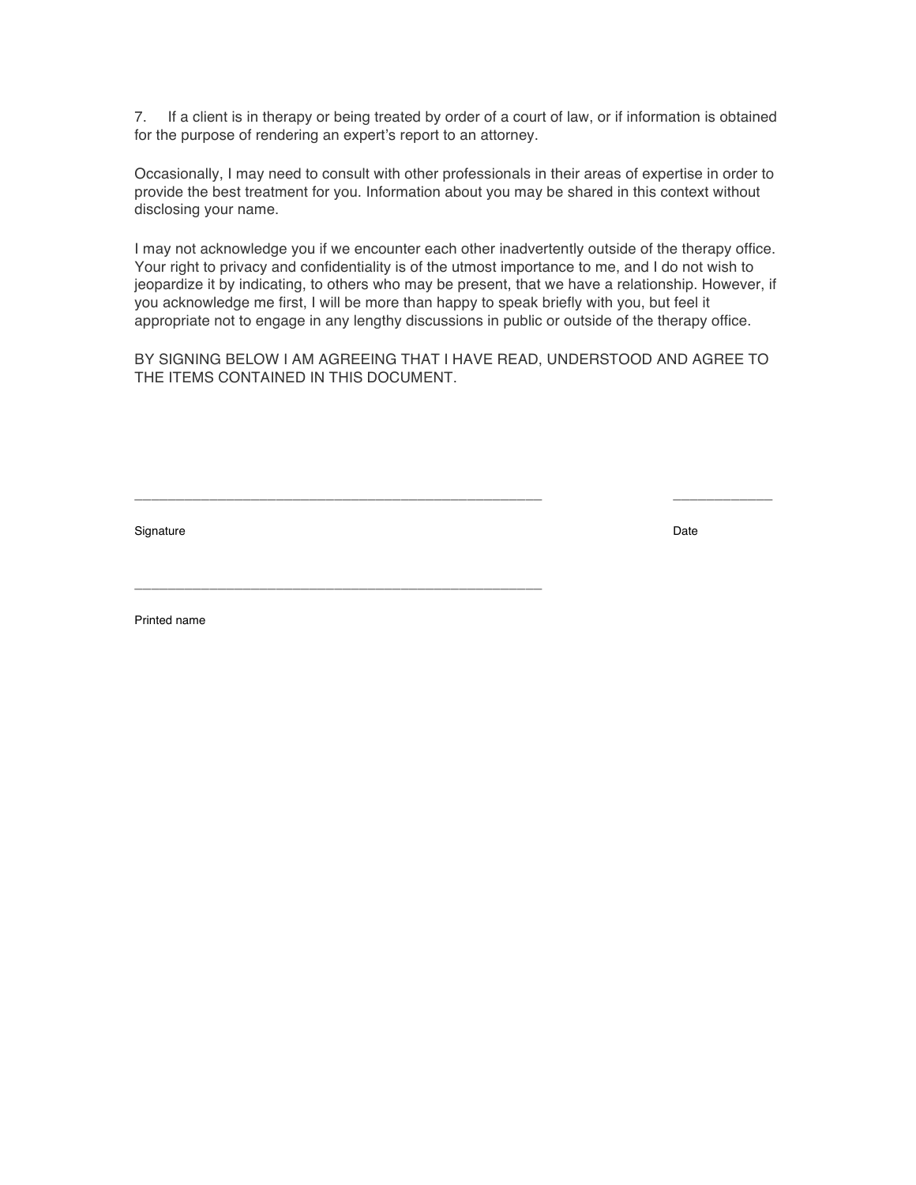7. If a client is in therapy or being treated by order of a court of law, or if information is obtained for the purpose of rendering an expert's report to an attorney.

Occasionally, I may need to consult with other professionals in their areas of expertise in order to provide the best treatment for you. Information about you may be shared in this context without disclosing your name.

I may not acknowledge you if we encounter each other inadvertently outside of the therapy office. Your right to privacy and confidentiality is of the utmost importance to me, and I do not wish to jeopardize it by indicating, to others who may be present, that we have a relationship. However, if you acknowledge me first, I will be more than happy to speak briefly with you, but feel it appropriate not to engage in any lengthy discussions in public or outside of the therapy office.

BY SIGNING BELOW I AM AGREEING THAT I HAVE READ, UNDERSTOOD AND AGREE TO THE ITEMS CONTAINED IN THIS DOCUMENT.

_____________________________________________________ ______________

Signature Date

_____________________________________________________

Printed name